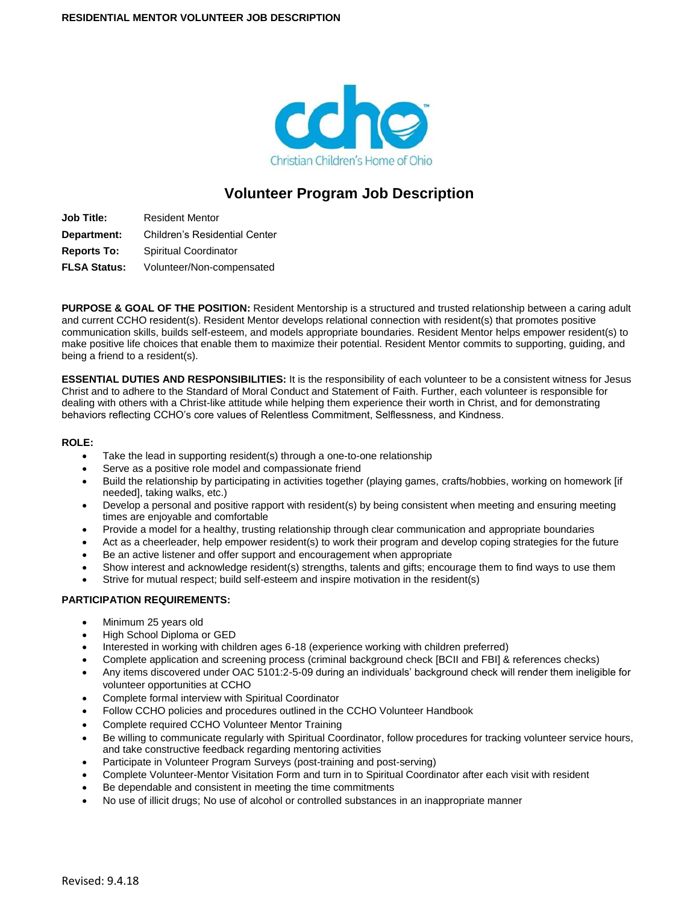# Volunteer Program Job Description

**Job Title:** Resident Mentor

**Department:** Children's Residential Center

**Reports To:** Spiritual Coordinator

**FLSA Status:** Volunteer/Non-compensated

**PURPOSE & GOAL OF THE POSITION:** Resident Mentorship is a structured and trusted relationship between a caring adult and current CCHO resident(s). Resident Mentor develops relational connection with resident(s) that promotes positive communication skills, builds self-esteem, and models appropriate boundaries. Resident Mentor helps empower resident(s) to make positive life choices that enable them to maximize their potential. Resident Mentor commits to supporting, guiding, and being a friend to a resident(s).

**ESSENTIAL DUTIES AND RESPONSIBILITIES:** It is the responsibility of each volunteer to be a consistent witness for Jesus Christ and to adhere to the Standard of Moral Conduct and Statement of Faith. Further, each volunteer is responsible for dealing with others with a Christ-like attitude while helping them experience their worth in Christ, and for demonstrating behaviors reflecting CCHO's core values of Relentless Commitment, Selflessness, and Kindness.

**ROLE:**

- Take the lead in supporting resident(s) through a one-to-one relationship
- Serve as a positive role model and compassionate friend
- Build the relationship by participating in activities together (playing games, crafts/hobbies, working on homework [if needed], taking walks, etc.)
- Develop a personal and positive rapport with resident(s) by being consistent when meeting and ensuring meeting times are enjoyable and comfortable
- Provide a model for a healthy, trusting relationship through clear communication and appropriate boundaries
- Act as a cheerleader, help empower resident(s) to work their program and develop coping strategies for the future
- Be an active listener and offer support and encouragement when appropriate
- Show interest and acknowledge resident(s) strengths, talents and gifts; encourage them to find ways to use them
- Strive for mutual respect; build self-esteem and inspire motivation in the resident(s)

**PARTICIPATION REQUIREMENTS:**

- Minimum 25 years old
- High School Diploma or GED
- Interested in working with children ages 6-18 (experience working with children preferred)
- Complete application and screening process (criminal background check [BCII and FBI] & references checks)
- Any items discovered under OAC 5101:2-5-09 during an individuals' background check will render them ineligible for volunteer opportunities at CCHO
- Complete formal interview with Spiritual Coordinator
- Follow CCHO policies and procedures outlined in the CCHO Volunteer Handbook
- Complete required CCHO Volunteer Mentor Training
- Be willing to communicate regularly with Spiritual Coordinator, follow procedures for tracking volunteer service hours, and take constructive feedback regarding mentoring activities
- Participate in Volunteer Program Surveys (post-training and post-serving)
- Complete Volunteer-Mentor Visitation Form and turn in to Spiritual Coordinator after each visit with resident
- Be dependable and consistent in meeting the time commitments
- No use of illicit drugs; No use of alcohol or controlled substances in an inappropriate manner

Revised: 9.4.18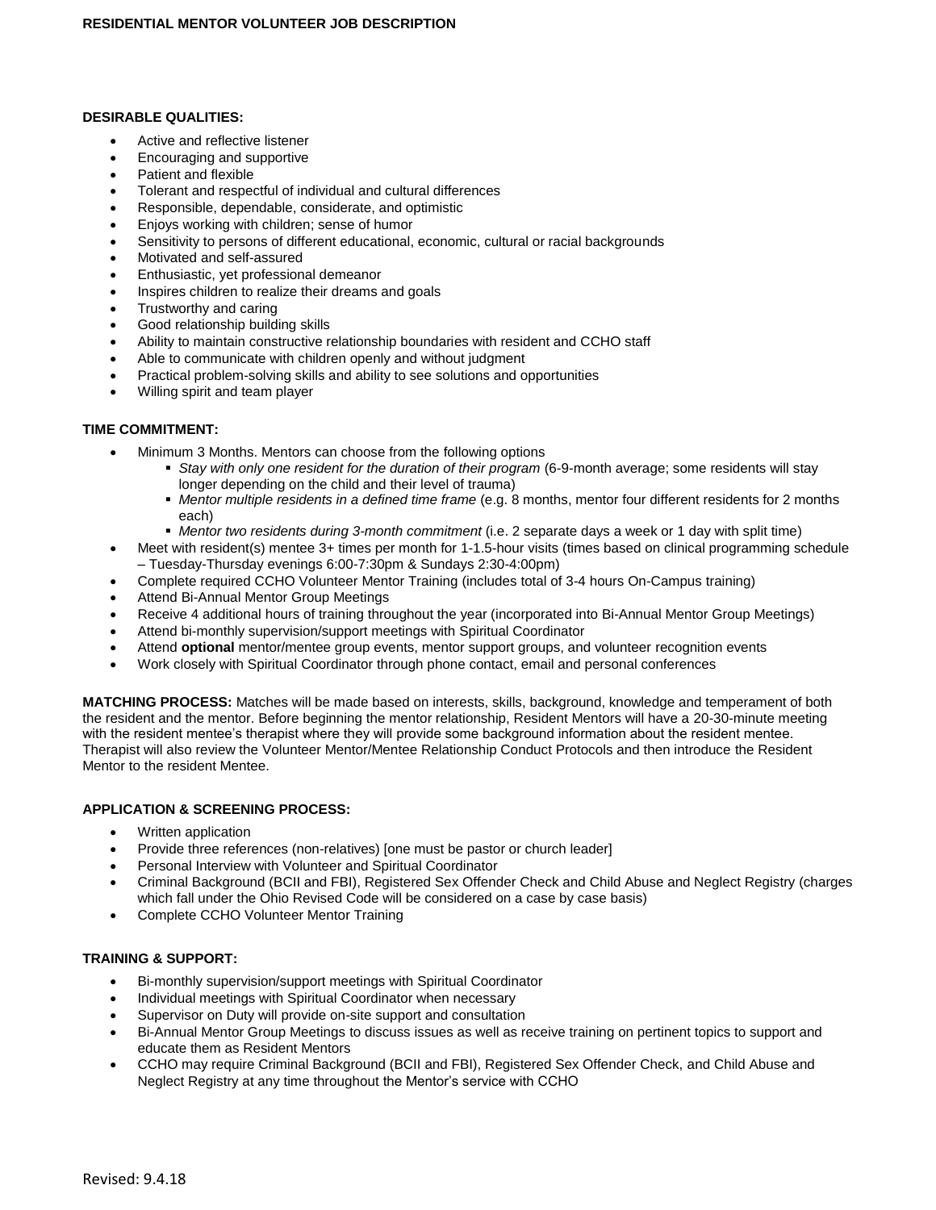**RESIDENTIAL MENTOR VOLUNTEER JOB DESCRIPTION**

**DESIRABLE QUALITIES:**

- Active and reflective listener
- Encouraging and supportive
- Patient and flexible
- Tolerant and respectful of individual and cultural differences
- Responsible, dependable, considerate, and optimistic
- Enjoys working with children; sense of humor
- Sensitivity to persons of different educational, economic, cultural or racial backgrounds
- Motivated and self-assured
- Enthusiastic, yet professional demeanor
- Inspires children to realize their dreams and goals
- Trustworthy and caring
- Good relationship building skills
- Ability to maintain constructive relationship boundaries with resident and CCHO staff
- Able to communicate with children openly and without judgment
- Practical problem-solving skills and ability to see solutions and opportunities
- Willing spirit and team player

**TIME COMMITMENT:**

- Minimum 3 Months. Mentors can choose from the following options
  - *Stay with only one resident for the duration of their program* (6-9-month average; some residents will stay longer depending on the child and their level of trauma)
  - *Mentor multiple residents in a defined time frame* (e.g. 8 months, mentor four different residents for 2 months each)
  - *Mentor two residents during 3-month commitment* (i.e. 2 separate days a week or 1 day with split time)
- Meet with resident(s) mentee 3+ times per month for 1-1.5-hour visits (times based on clinical programming schedule – Tuesday-Thursday evenings 6:00-7:30pm & Sundays 2:30-4:00pm)
- Complete required CCHO Volunteer Mentor Training (includes total of 3-4 hours On-Campus training)
- Attend Bi-Annual Mentor Group Meetings
- Receive 4 additional hours of training throughout the year (incorporated into Bi-Annual Mentor Group Meetings)
- Attend bi-monthly supervision/support meetings with Spiritual Coordinator
- Attend **optional** mentor/mentee group events, mentor support groups, and volunteer recognition events
- Work closely with Spiritual Coordinator through phone contact, email and personal conferences

**MATCHING PROCESS:** Matches will be made based on interests, skills, background, knowledge and temperament of both the resident and the mentor. Before beginning the mentor relationship, Resident Mentors will have a 20-30-minute meeting with the resident mentee's therapist where they will provide some background information about the resident mentee. Therapist will also review the Volunteer Mentor/Mentee Relationship Conduct Protocols and then introduce the Resident Mentor to the resident Mentee.

**APPLICATION & SCREENING PROCESS:**

- Written application
- Provide three references (non-relatives) [one must be pastor or church leader]
- Personal Interview with Volunteer and Spiritual Coordinator
- Criminal Background (BCII and FBI), Registered Sex Offender Check and Child Abuse and Neglect Registry (charges which fall under the Ohio Revised Code will be considered on a case by case basis)
- Complete CCHO Volunteer Mentor Training

**TRAINING & SUPPORT:**

- Bi-monthly supervision/support meetings with Spiritual Coordinator
- Individual meetings with Spiritual Coordinator when necessary
- Supervisor on Duty will provide on-site support and consultation
- Bi-Annual Mentor Group Meetings to discuss issues as well as receive training on pertinent topics to support and educate them as Resident Mentors
- CCHO may require Criminal Background (BCII and FBI), Registered Sex Offender Check, and Child Abuse and Neglect Registry at any time throughout the Mentor's service with CCHO

Revised: 9.4.18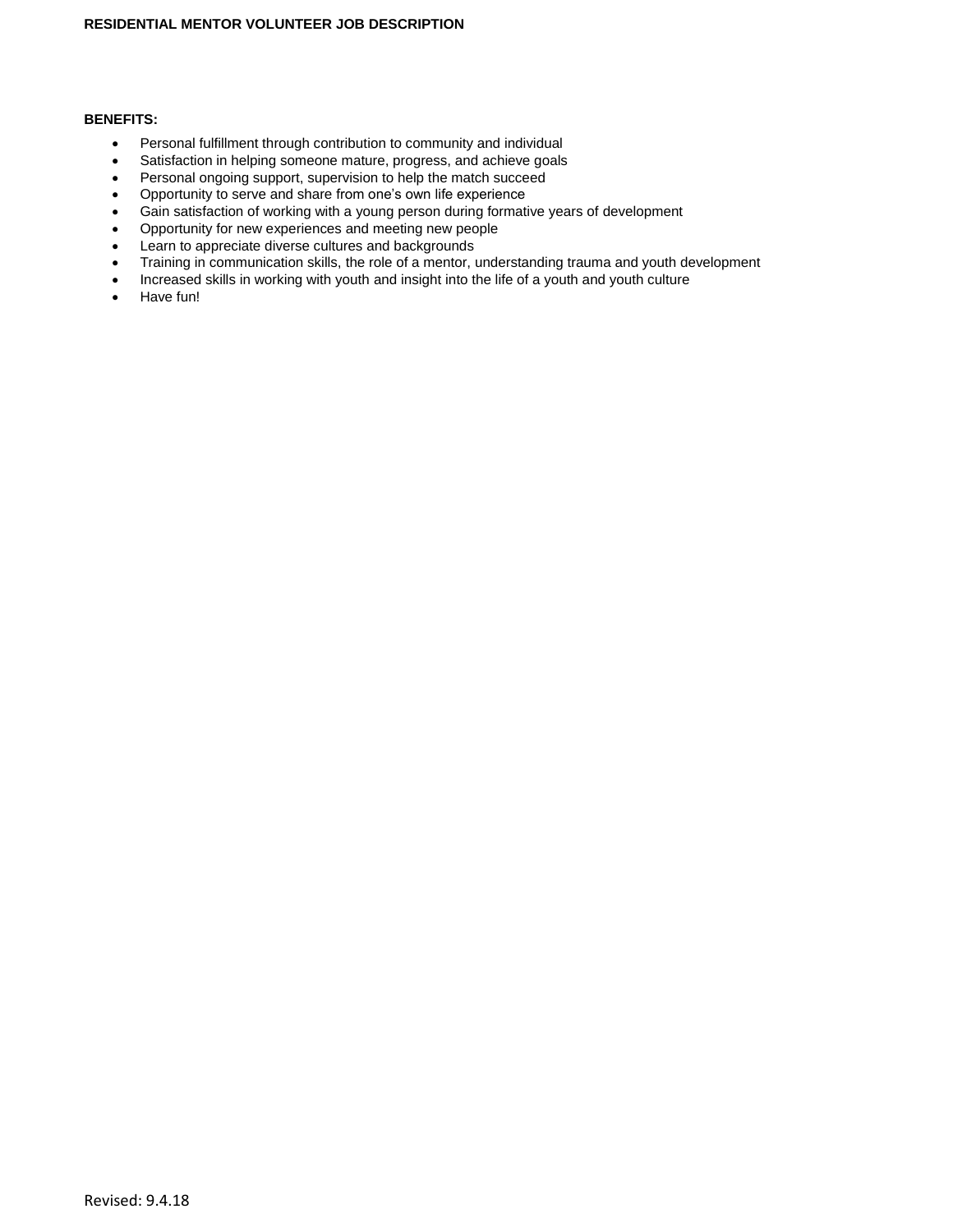**BENEFITS:**

- Personal fulfillment through contribution to community and individual
- Satisfaction in helping someone mature, progress, and achieve goals
- Personal ongoing support, supervision to help the match succeed
- Opportunity to serve and share from one's own life experience
- Gain satisfaction of working with a young person during formative years of development
- Opportunity for new experiences and meeting new people
- Learn to appreciate diverse cultures and backgrounds
- Training in communication skills, the role of a mentor, understanding trauma and youth development
- Increased skills in working with youth and insight into the life of a youth and youth culture
- Have fun!